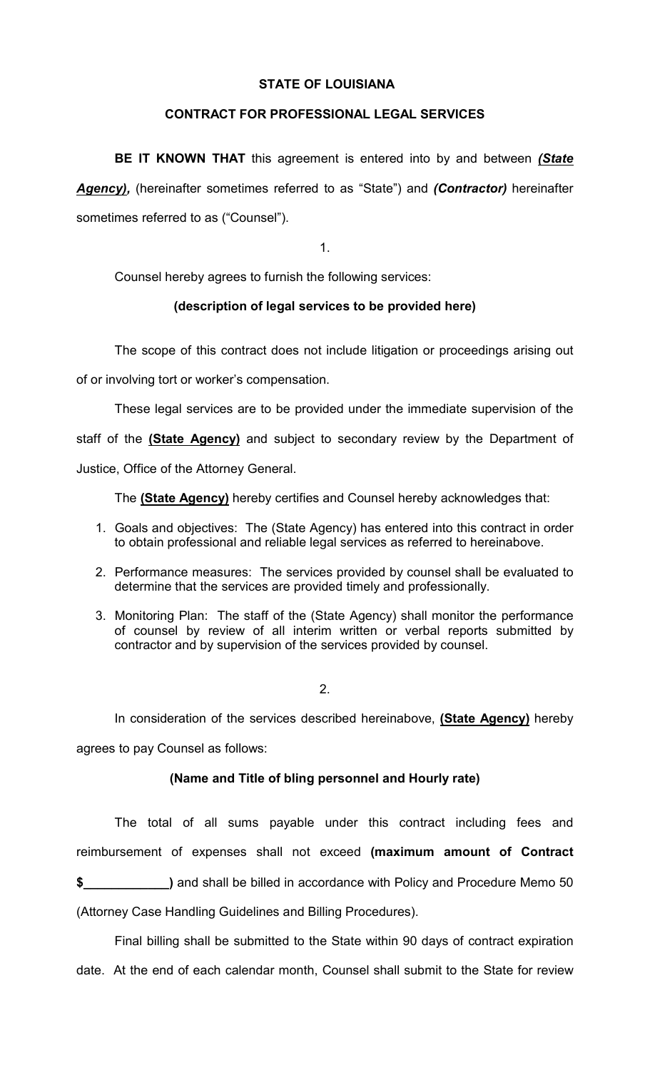**STATE OF LOUISIANA**

**CONTRACT FOR PROFESSIONAL LEGAL SERVICES**

**BE IT KNOWN THAT** this agreement is entered into by and between ***(State Agency)***, (hereinafter sometimes referred to as "State") and ***(Contractor)*** hereinafter sometimes referred to as ("Counsel").

1.

Counsel hereby agrees to furnish the following services:

**(description of legal services to be provided here)**

The scope of this contract does not include litigation or proceedings arising out of or involving tort or worker's compensation.

These legal services are to be provided under the immediate supervision of the staff of the **(State Agency)** and subject to secondary review by the Department of Justice, Office of the Attorney General.

The **(State Agency)** hereby certifies and Counsel hereby acknowledges that:

1. Goals and objectives: The (State Agency) has entered into this contract in order to obtain professional and reliable legal services as referred to hereinabove.
2. Performance measures: The services provided by counsel shall be evaluated to determine that the services are provided timely and professionally.
3. Monitoring Plan: The staff of the (State Agency) shall monitor the performance of counsel by review of all interim written or verbal reports submitted by contractor and by supervision of the services provided by counsel.

2.

In consideration of the services described hereinabove, **(State Agency)** hereby agrees to pay Counsel as follows:

**(Name and Title of bling personnel and Hourly rate)**

The total of all sums payable under this contract including fees and reimbursement of expenses shall not exceed **(maximum amount of Contract $____________)** and shall be billed in accordance with Policy and Procedure Memo 50 (Attorney Case Handling Guidelines and Billing Procedures).

Final billing shall be submitted to the State within 90 days of contract expiration date. At the end of each calendar month, Counsel shall submit to the State for review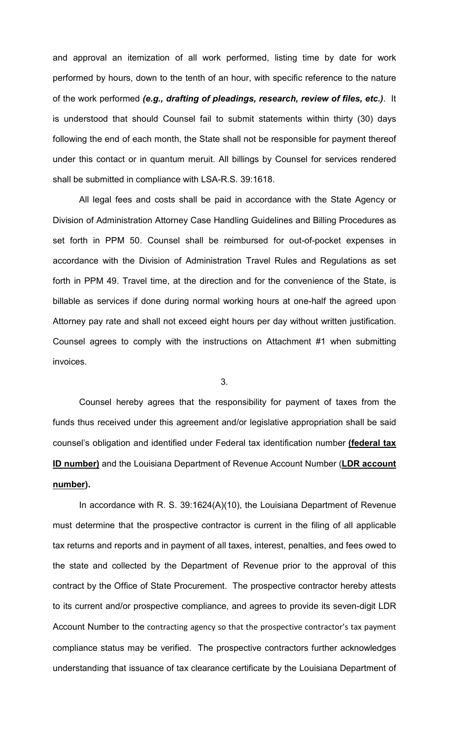and approval an itemization of all work performed, listing time by date for work performed by hours, down to the tenth of an hour, with specific reference to the nature of the work performed ***(e.g., drafting of pleadings, research, review of files, etc.)***. It is understood that should Counsel fail to submit statements within thirty (30) days following the end of each month, the State shall not be responsible for payment thereof under this contact or in quantum meruit. All billings by Counsel for services rendered shall be submitted in compliance with LSA-R.S. 39:1618.

All legal fees and costs shall be paid in accordance with the State Agency or Division of Administration Attorney Case Handling Guidelines and Billing Procedures as set forth in PPM 50. Counsel shall be reimbursed for out-of-pocket expenses in accordance with the Division of Administration Travel Rules and Regulations as set forth in PPM 49. Travel time, at the direction and for the convenience of the State, is billable as services if done during normal working hours at one-half the agreed upon Attorney pay rate and shall not exceed eight hours per day without written justification. Counsel agrees to comply with the instructions on Attachment #1 when submitting invoices.

3.

Counsel hereby agrees that the responsibility for payment of taxes from the funds thus received under this agreement and/or legislative appropriation shall be said counsel's obligation and identified under Federal tax identification number **<u>(federal tax ID number)</u>** and the Louisiana Department of Revenue Account Number (**<u>LDR account number</u>).**

In accordance with R. S. 39:1624(A)(10), the Louisiana Department of Revenue must determine that the prospective contractor is current in the filing of all applicable tax returns and reports and in payment of all taxes, interest, penalties, and fees owed to the state and collected by the Department of Revenue prior to the approval of this contract by the Office of State Procurement. The prospective contractor hereby attests to its current and/or prospective compliance, and agrees to provide its seven-digit LDR Account Number to the contracting agency so that the prospective contractor's tax payment compliance status may be verified. The prospective contractors further acknowledges understanding that issuance of tax clearance certificate by the Louisiana Department of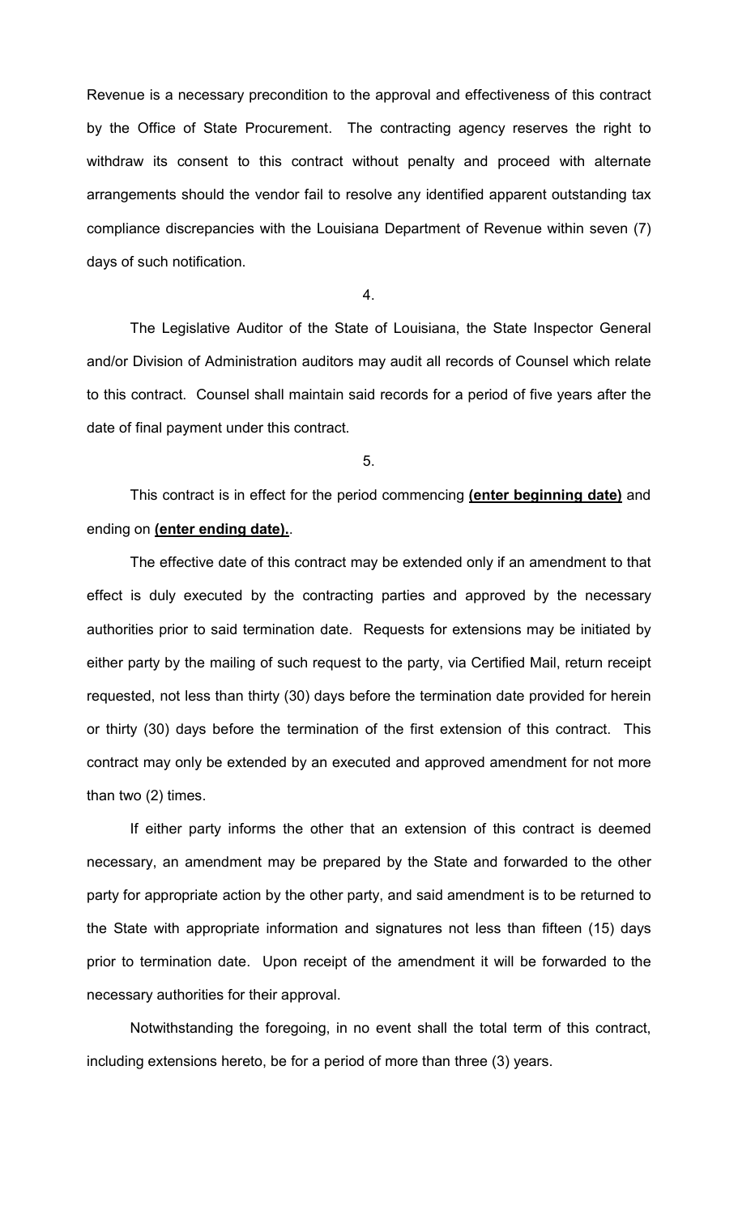Revenue is a necessary precondition to the approval and effectiveness of this contract by the Office of State Procurement. The contracting agency reserves the right to withdraw its consent to this contract without penalty and proceed with alternate arrangements should the vendor fail to resolve any identified apparent outstanding tax compliance discrepancies with the Louisiana Department of Revenue within seven (7) days of such notification.

4.

The Legislative Auditor of the State of Louisiana, the State Inspector General and/or Division of Administration auditors may audit all records of Counsel which relate to this contract. Counsel shall maintain said records for a period of five years after the date of final payment under this contract.

5.

This contract is in effect for the period commencing **(enter beginning date)** and ending on **(enter ending date).**.

The effective date of this contract may be extended only if an amendment to that effect is duly executed by the contracting parties and approved by the necessary authorities prior to said termination date. Requests for extensions may be initiated by either party by the mailing of such request to the party, via Certified Mail, return receipt requested, not less than thirty (30) days before the termination date provided for herein or thirty (30) days before the termination of the first extension of this contract. This contract may only be extended by an executed and approved amendment for not more than two (2) times.

If either party informs the other that an extension of this contract is deemed necessary, an amendment may be prepared by the State and forwarded to the other party for appropriate action by the other party, and said amendment is to be returned to the State with appropriate information and signatures not less than fifteen (15) days prior to termination date. Upon receipt of the amendment it will be forwarded to the necessary authorities for their approval.

Notwithstanding the foregoing, in no event shall the total term of this contract, including extensions hereto, be for a period of more than three (3) years.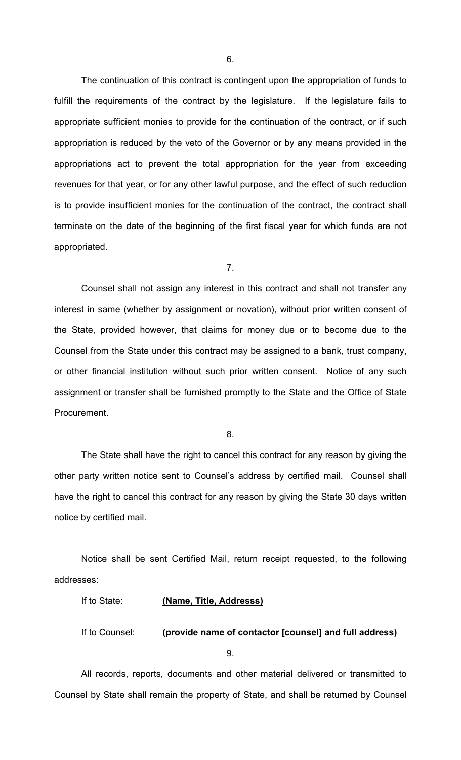6.

The continuation of this contract is contingent upon the appropriation of funds to fulfill the requirements of the contract by the legislature. If the legislature fails to appropriate sufficient monies to provide for the continuation of the contract, or if such appropriation is reduced by the veto of the Governor or by any means provided in the appropriations act to prevent the total appropriation for the year from exceeding revenues for that year, or for any other lawful purpose, and the effect of such reduction is to provide insufficient monies for the continuation of the contract, the contract shall terminate on the date of the beginning of the first fiscal year for which funds are not appropriated.

7.

Counsel shall not assign any interest in this contract and shall not transfer any interest in same (whether by assignment or novation), without prior written consent of the State, provided however, that claims for money due or to become due to the Counsel from the State under this contract may be assigned to a bank, trust company, or other financial institution without such prior written consent. Notice of any such assignment or transfer shall be furnished promptly to the State and the Office of State Procurement.

8.

The State shall have the right to cancel this contract for any reason by giving the other party written notice sent to Counsel's address by certified mail. Counsel shall have the right to cancel this contract for any reason by giving the State 30 days written notice by certified mail.

Notice shall be sent Certified Mail, return receipt requested, to the following addresses:

If to State: **(Name, Title, Addresss)**

If to Counsel: **(provide name of contactor [counsel] and full address)**

9.

All records, reports, documents and other material delivered or transmitted to Counsel by State shall remain the property of State, and shall be returned by Counsel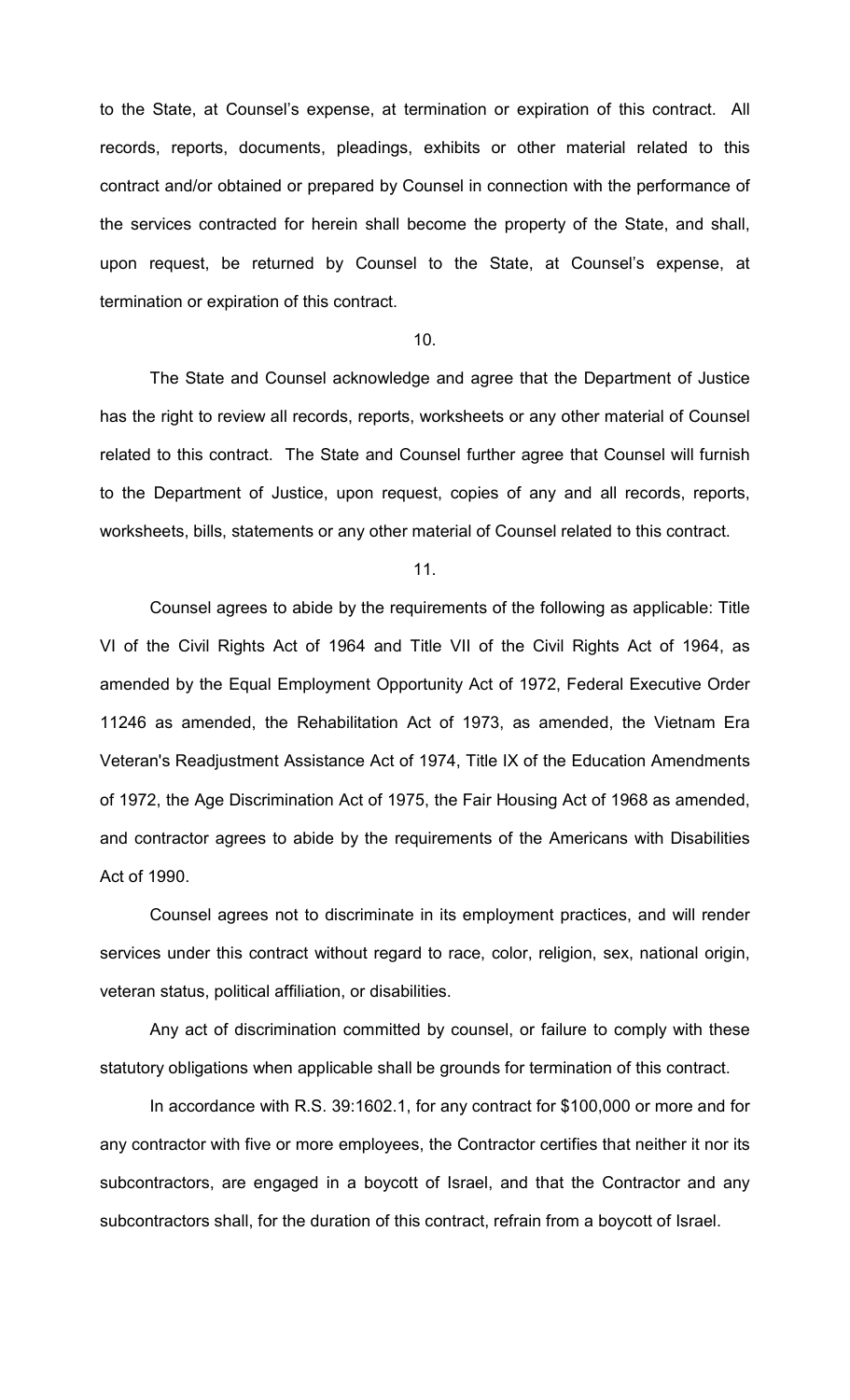to the State, at Counsel's expense, at termination or expiration of this contract. All records, reports, documents, pleadings, exhibits or other material related to this contract and/or obtained or prepared by Counsel in connection with the performance of the services contracted for herein shall become the property of the State, and shall, upon request, be returned by Counsel to the State, at Counsel's expense, at termination or expiration of this contract.

10.

The State and Counsel acknowledge and agree that the Department of Justice has the right to review all records, reports, worksheets or any other material of Counsel related to this contract. The State and Counsel further agree that Counsel will furnish to the Department of Justice, upon request, copies of any and all records, reports, worksheets, bills, statements or any other material of Counsel related to this contract.

11.

Counsel agrees to abide by the requirements of the following as applicable: Title VI of the Civil Rights Act of 1964 and Title VII of the Civil Rights Act of 1964, as amended by the Equal Employment Opportunity Act of 1972, Federal Executive Order 11246 as amended, the Rehabilitation Act of 1973, as amended, the Vietnam Era Veteran's Readjustment Assistance Act of 1974, Title IX of the Education Amendments of 1972, the Age Discrimination Act of 1975, the Fair Housing Act of 1968 as amended, and contractor agrees to abide by the requirements of the Americans with Disabilities Act of 1990.

Counsel agrees not to discriminate in its employment practices, and will render services under this contract without regard to race, color, religion, sex, national origin, veteran status, political affiliation, or disabilities.

Any act of discrimination committed by counsel, or failure to comply with these statutory obligations when applicable shall be grounds for termination of this contract.

In accordance with R.S. 39:1602.1, for any contract for $100,000 or more and for any contractor with five or more employees, the Contractor certifies that neither it nor its subcontractors, are engaged in a boycott of Israel, and that the Contractor and any subcontractors shall, for the duration of this contract, refrain from a boycott of Israel.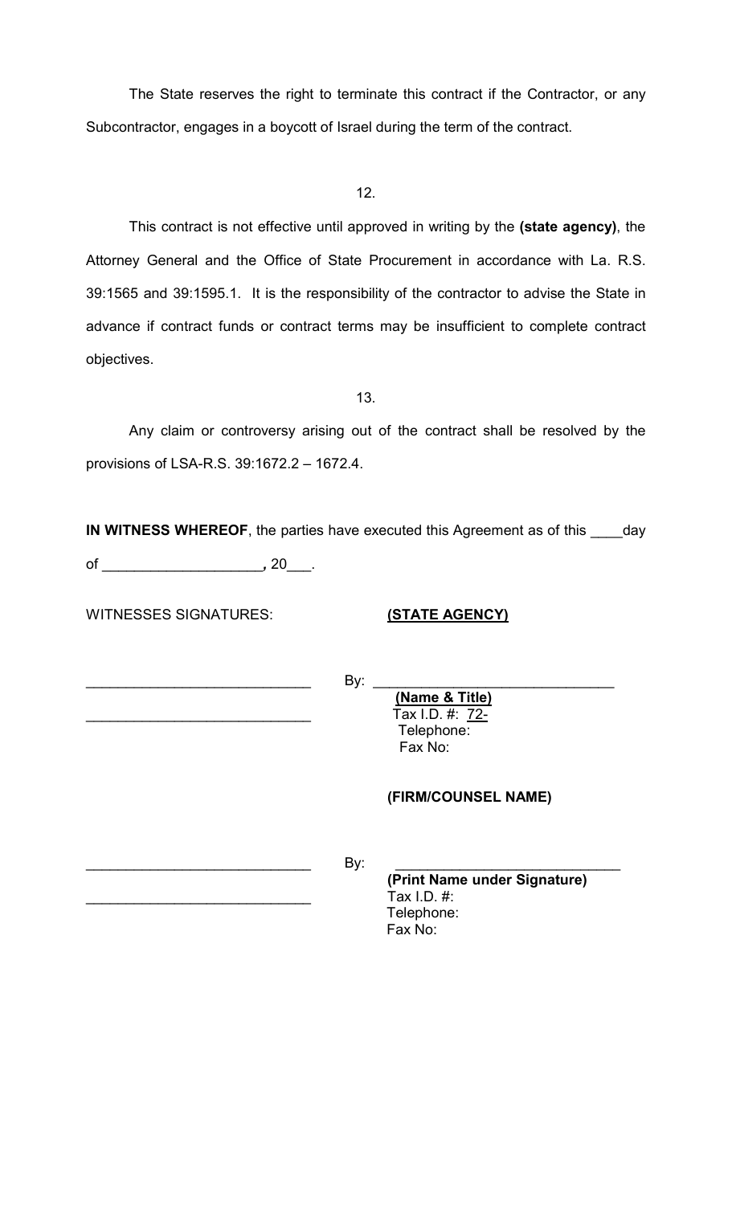The State reserves the right to terminate this contract if the Contractor, or any Subcontractor, engages in a boycott of Israel during the term of the contract.

12.

This contract is not effective until approved in writing by the **(state agency)**, the Attorney General and the Office of State Procurement in accordance with La. R.S. 39:1565 and 39:1595.1. It is the responsibility of the contractor to advise the State in advance if contract funds or contract terms may be insufficient to complete contract objectives.

13.

Any claim or controversy arising out of the contract shall be resolved by the provisions of LSA-R.S. 39:1672.2 – 1672.4.

**IN WITNESS WHEREOF**, the parties have executed this Agreement as of this ____day of ____________________**,** 20___.

WITNESSES SIGNATURES: **(STATE AGENCY)**

____________________________ By: ______________________________

____________________________ **(Name & Title)**
Tax I.D. #: 72-
Telephone:
Fax No:

**(FIRM/COUNSEL NAME)**

____________________________ By: ______________________________

____________________________ **(Print Name under Signature)**
Tax I.D. #:
Telephone:
Fax No: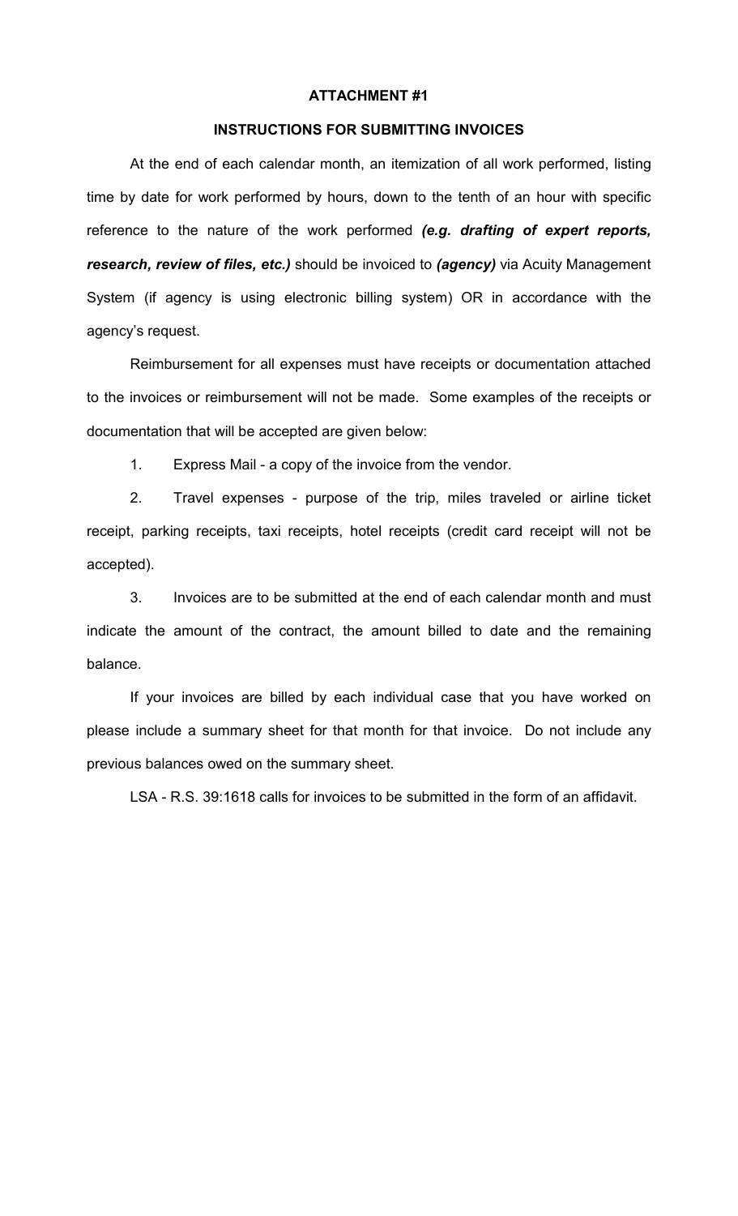**ATTACHMENT #1**

**INSTRUCTIONS FOR SUBMITTING INVOICES**

At the end of each calendar month, an itemization of all work performed, listing time by date for work performed by hours, down to the tenth of an hour with specific reference to the nature of the work performed ***(e.g. drafting of expert reports, research, review of files, etc.)*** should be invoiced to ***(agency)*** via Acuity Management System (if agency is using electronic billing system) OR in accordance with the agency's request.

Reimbursement for all expenses must have receipts or documentation attached to the invoices or reimbursement will not be made. Some examples of the receipts or documentation that will be accepted are given below:

1. Express Mail - a copy of the invoice from the vendor.
2. Travel expenses - purpose of the trip, miles traveled or airline ticket receipt, parking receipts, taxi receipts, hotel receipts (credit card receipt will not be accepted).
3. Invoices are to be submitted at the end of each calendar month and must indicate the amount of the contract, the amount billed to date and the remaining balance.

If your invoices are billed by each individual case that you have worked on please include a summary sheet for that month for that invoice. Do not include any previous balances owed on the summary sheet.

LSA - R.S. 39:1618 calls for invoices to be submitted in the form of an affidavit.